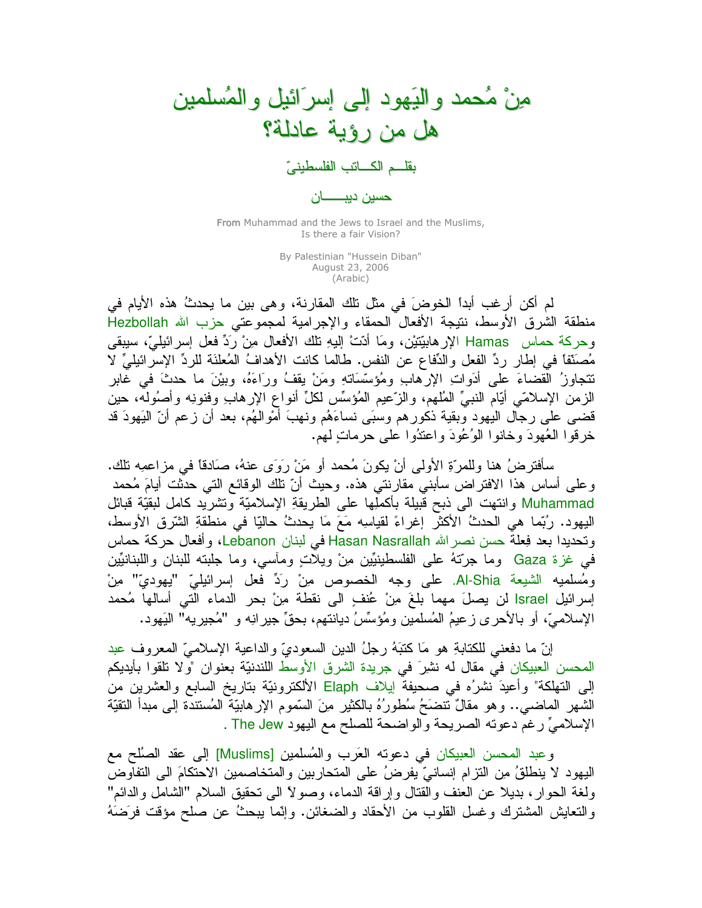# مِنْ مُحمد واليَهود إلى إسرَائيل والمُسلمين
# هل من رؤية عادلة؟

بقلـــم الكــاتب الفلسطينيّ

حسين ديبـــــان

From Muhammad and the Jews to Israel and the Muslims,
Is there a fair Vision?

By Palestinian "Hussein Diban"
August 23, 2006
(Arabic)

لم أكن أرغب أبداً الخوضَ في مثل تلك المقارنة، وهي بين ما يحدثُ هذه الأيام في منطقة الشرق الأوسط، نتيجة الأفعال الحمقاء والإجرامية لمجموعتي حزب الله Hezbollah وحركة حماس Hamas الإرهابيّتيْن، ومَا أدّتْ إليهِ تلك الأفعال مِنْ رَدٍّ فعل إسرائيليّ، سيبقى مُصنّفاً في إطار ردِّ الفعل والدِّفاع عن النفس. طالما كانت الأهدافُ المُعلنَة للردِّ الإسرائيليِّ لا تتجاوزُ القضاءَ على أدَواتِ الإرهابِ ومُؤسّسَاتهِ ومَنْ يقفُ وراءَهُ، وبيْنَ ما حدثَ في غابر الزمن الإسلاميّ أيّام النبيِّ المُلهم، والزّعيم المُؤسِّس لكلِّ أنواع الإرهابِ وفنونِه وأصُوله، حين قضى على رجال اليهود وبقية ذكورهم وسبَى نساءَهُم ونهبَ أمْوالهُم، بعد أن زعم أنّ اليَهودَ قد خرقوا العُهودَ وخانوا الوُعُودَ واعتدُوا على حرماتٍ لهم.

سأفترضُ هنا وللمرّةِ الأولى أنْ يكونَ مُحمد أو مَنْ رَوَى عنهُ، صَادقاً في مزاعمِهِ تلك. وعلى أساس هذا الافتراض سأبني مقارنتي هذه. وحيث أنّ تلك الوقائع التي حدثت أيامَ مُحمد Muhammad وانتهت الى ذبح قبيلة بأكملِها على الطريقةِ الإسلاميّة وتشريد كامل لبقيّة قبائل اليهود. رُبّما هي الحدثُ الأكثر إغراءً لقياسِهِ مَعَ مَا يحدثُ حاليّا في منطقةِ الشّرق الأوسط، وتحديدا بعد فِعلةِ حسن نصر الله Hasan Nasrallah في لبنان Lebanon، وأفعال حركة حماس في غزة Gaza وما جرّتهُ على الفلسطينيِّين مِنْ ويلاتٍ ومآسي، وما جلبته للبنان واللبنانيِّين ومُسلميه الشيعة Al-Shia. على وجه الخصوص مِنْ رَدِّ فعل إسرائيليّ "يهوديّ" مِنْ إسرائيل Israel لن يصلَ مهما بلغَ مِنْ عُنفٍ الى نقطة مِنْ بحر الدماء التي أسالها مُحمد الإسلاميّ، أو بالأحرى زعيمُ المُسلمين ومُؤسِّسُ ديانتهم، بحقِّ جيرانِه و "مُجيريه" اليَهود.

إنّ ما دفعني للكتابةِ هو مَا كتبَهُ رجلُ الدين السعوديّ والداعية الإسلاميّ المعروف عبد المحسن العبيكان في مقال له نشِرَ في جريدة الشرق الأوسط اللندنيّة بعنوان "ولا تلقوا بأيديكم إلى التهلكة" وأعيدَ نشرُه في صحيفة إيلاف Elaph الألكترونيّة بتاريخ السابع والعشرين من الشهر الماضي.. وهو مقالٌ تنضحُ سُطورُهُ بالكثير مِنَ السّموم الإرهابيّة المُستندة إلى مبدأ التقيّة الإسلاميِّ رغم دعوته الصريحة والواضحة للصلح مع اليهود The Jew .

وعبد المحسن العبيكان في دعوته العَرب والمُسلمين [Muslims] إلى عقد الصُلح مع اليهود لا ينطلقُ مِن التزام إنسانيّ يفرضُ على المتحاربين والمتخاصمين الاحتكامَ الى التفاوض ولغة الحوار، بديلا عن العنف والقتال وإراقة الدماء، وصولاً الى تحقيق السلام "الشامل والدائم" والتعايش المشترك وغسل القلوب من الأحقاد والضغائن. وإنّما يبحثُ عن صلح مؤقت فرَضَهُ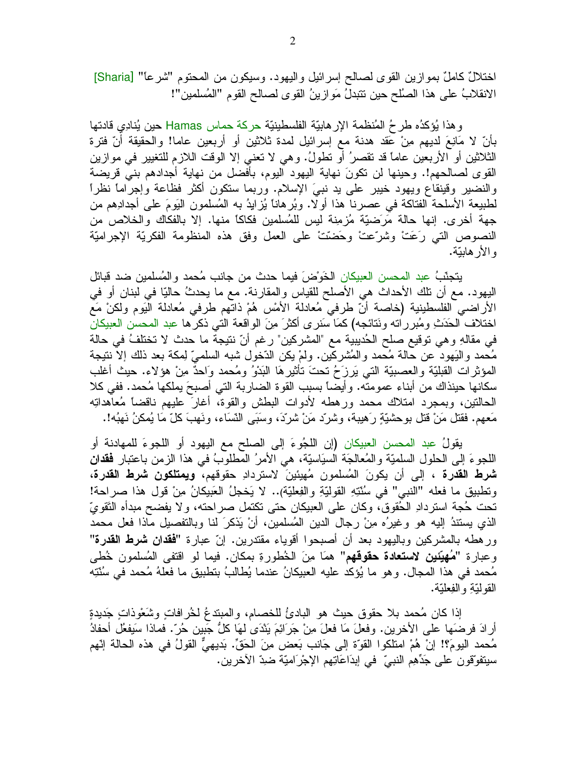اختلالٌ كاملٌ بموازين القوى لصالح إسرائيل واليهود. وسيكون من المحتوم "شرعاً" [Sharia] الانقلابُ على هذا الصُلح حين تتبدلُ مَوازينُ القوى لصالح القوم "المُسلمين"!

وهذا يُؤكدُه طرحُ المُنظمة الإرهابيّة الفلسطينيّة حركة حماس Hamas حين يُنادي قادتها بأنّ لا مَانِعَ لديهم مِنْ عَقد هدنة مع إسرائيل لمدة ثلاثين أو أربعين عاما! والحقيقة أنّ فترة الثلاثين أو الأربعين عاماً قد تقصرُ أو تطولُ. وهي لا تعني إلا الوقت اللازم للتغيير في موازين القوى لصالحهم!. وحينها لن تكونَ نهاية اليهود اليوم، بأفضل من نهاية أجدادهم بني قريضة والنضير وقينقاع ويهود خيبر على يد نبيَ الإسلام. وربما ستكون أكثر فظاعة وإجراماً نظراً لطبيعة الأسلحة الفتاكة في عصرنا هذا أولا. وبُرهاناً يُزايدُ به المُسلمون اليومَ على أجدادِهم من جهة أخرى. إنها حالة مَرَضيّة مُزمِنة ليس للمُسلمين فكاكاً منها. إلا بالفكاك والخلاص من النصوص التي رَعَتْ وشرّعتْ وحَضتّتْ على العمل وفق هذه المنظومة الفكريّة الإجراميّة والأرهابيّة.

يتجنّبُ عبد المحسن العبيكان الخَوْضَ فيما حدث من جانب مُحمد والمُسلمين ضد قبائل اليهود. مع أن تلك الأحداث هي الأصلح للقياس والمقارنة. مع ما يحدثُ حاليّا في لبنان أو في الأراضي الفلسطينية (خاصة أنّ طرفي مُعادلة الأمْس هُمْ ذاتهم طرفي مُعادلة اليَوم ولكنْ مَع اختلاف الحَدَثِ ومُبرراته ونَتائجه) كمَا سَنرى أكثرَ مِنَ الواقعة التي ذكرها عبد المحسن العبيكان في مقالِهِ وهي توقيع صلح الحُديبية مع "المشركين" رغم أنّ نتيجة ما حدث لا تختلفُ في حالة مُحمد واليَهود عن حالة مُحمد والمُشركين. ولمْ يكن الدّخول شبه السلميّ لِمكة بعد ذلك إلا نتيجة المؤثرات القبليّة والعصبيّة التي يَرزَحُ تحتَ تأثيرهَا البَدْوُ ومُحمد وَاحدٌ مِنْ هؤلاء. حيث أغلب سكانها حينذاك من أبناء عمومته. وأيضاً بسبب القوة الضاربة التي أصبحَ يملكها مُحمد. ففي كلا الحالتين، وبمجرد امتلاك محمد ورهطه لأدوات البطش والقوة، أغارَ عليهم ناقضاً مُعاهداتِه مَعهم. فقتل مَنْ قتل بوحشيّةٍ رَهيبة، وشرّد مَنْ شرّدَ، وسَبَى النّسَاء، ونَهبَ كلّ مَا يُمكنُ نَهبُه!.

يقولُ عبد المحسن العبيكان (إن اللجُوءَ إلى الصلح مع اليهود أو اللجوءَ للمهادنة أو اللجوءَ إلى الحلول السلميّة والمُعالجَة السيَاسيّة، هي الأمرُ المطلوبُ في هذا الزمن باعتبار **فقدان شرط القدرة** ، إلى أن يكونَ المُسلمون مُهيئينَ لاستردادِ حقوقهم، **ويمتلكون شرط القدرة**، وتطبيق ما فعله "النبي" في سُنّتِهِ القوليّةِ والفِعليّة).. لا يَخجلُ العَبيكانُ مِنْ قول هذا صراحة! تحت حُجة استردادِ الحُقوق، وكان على العبيكان حتى تكتمل صراحته، ولا يفضح مبدأه التّقويّ الذي يستندُ إليه هو وغيرُه مِنْ رجال الدين المُسلمين، أنْ يَذكرَ لنا وبالتفصيل ماذا فعل محمد ورهطه بالمشركين وباليهود بعد أن أصبحوا أقوياء مقتدرين. إنّ عبارة **"فقدان شرط القدرة"** وعبارة **"مُهيّئين لاستعادة حقوقهم"** همَا مِنَ الخُطورةِ بمكان. فيما لو اقتفى المُسلمون خُطى مُحمد في هذا المجال. وهو ما يُؤكد عليه العبيكانُ عندما يُطالبُ بتطبيق ما فعلهُ مُحمد في سُنّتِه القوليّةِ والفِعليّة.

إذا كان مُحمد بلا حقوق حيث هو البادئُ للخصام، والمبتدعُ لخُرافاتٍ وشَعْوذاتٍ جَديدةٍ أرادَ فرضَها على الآخرين. وفعلَ مَا فعلَ مِنْ جَرَائِمَ يَنْدَى لهَا كلُّ جَبين حُرّ. فماذا سَيفعُل أحفادُ مُحمد اليومَ؟! إنْ هُمْ امتلكوا القوّة إلى جَانب بَعض مِنَ الحَقّ. بَديهيٌّ القولُ في هذه الحالة إنّهم سيتفوّقون على جَدِّهِم النبيّ في إبدَاعَاتِهم الإجْرَاميّة ضِدّ الآخرين.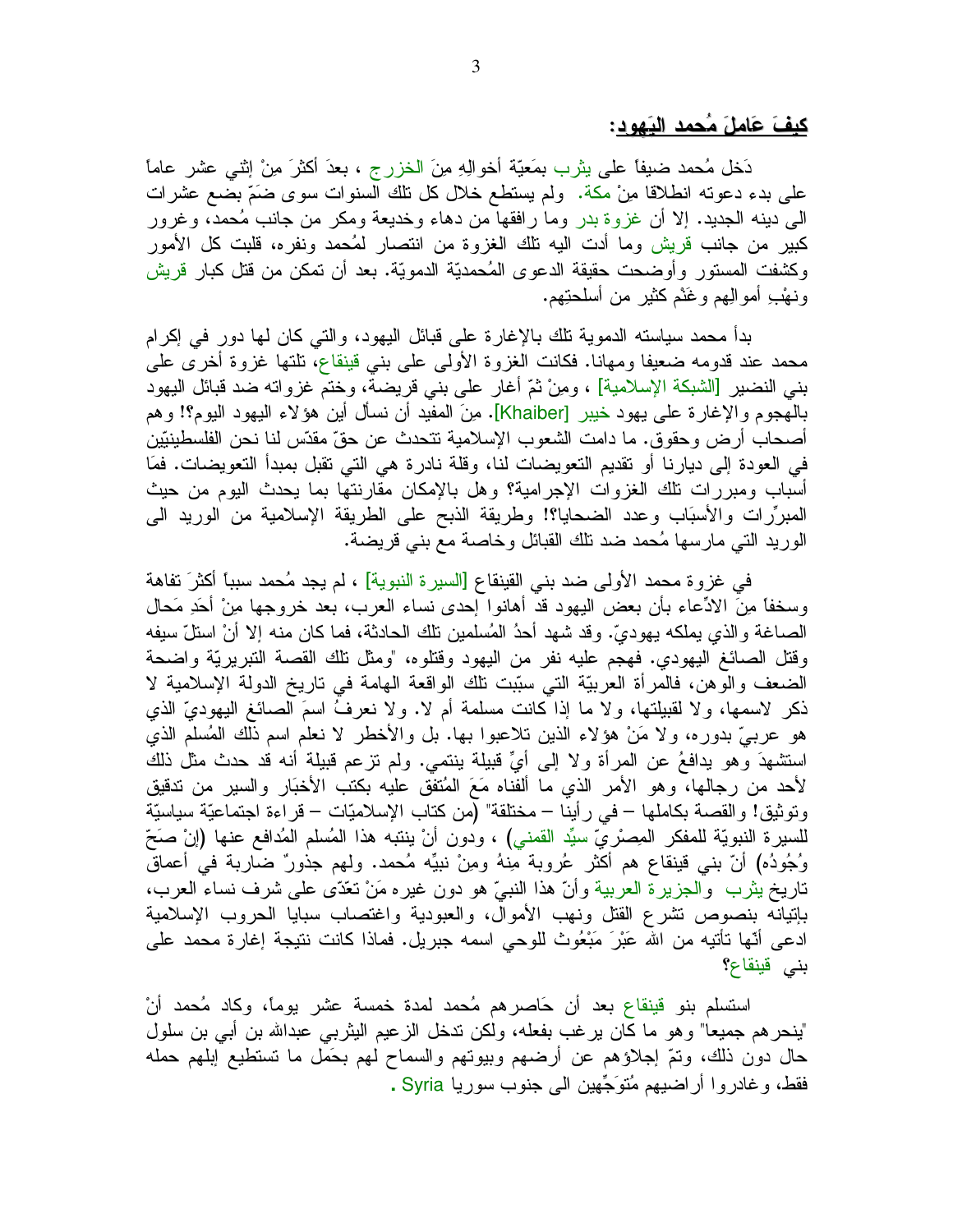## كيفَ عَاملَ مُحمد اليَهود:

دَخل مُحمد ضيفاً على يثرب بمَعيّة أخوالِهِ مِنَ الخزرج ، بعدَ أكثرَ مِنْ إثني عشر عاماً على بدء دعوته انطلاقا مِنْ مكة. ولم يستطع خلال كل تلك السنوات سوى ضَمّ بضع عشرات الى دينه الجديد. إلا أن غزوة بدر وما رافقها من دهاء وخديعة ومكر من جانب مُحمد، وغرور كبير من جانب قريش وما أدت اليه تلك الغزوة من انتصار لمُحمد ونفره، قلبت كل الأمور وكشفت المستور وأوضحت حقيقة الدعوى المُحمديّة الدمويّة. بعد أن تمكن من قتل كبار قريش ونهْبِ أموالِهم وغَنْم كثير من أسلحتِهم.

بدأ محمد سياسته الدموية تلك بالإغارة على قبائل اليهود، والتي كان لها دور في إكرام محمد عند قدومه ضعيفا ومهانا. فكانت الغزوة الأولى على بني قينقاع، تلتها غزوة أخرى على بني النضير [الشبكة الإسلامية] ، ومِنْ ثمّ أغار على بني قريضة، وختم غزواته ضد قبائل اليهود بالهجوم والإغارة على يهود خيبر [Khaiber]. مِنَ المفيد أن نسأل أين هؤلاء اليهود اليوم؟! وهم أصحاب أرض وحقوق. ما دامت الشعوب الإسلامية تتحدث عن حقّ مقدّس لنا نحن الفلسطينيّين في العودة إلى ديارنا أو تقديم التعويضات لنا، وقلة نادرة هي التي تقبل بمبدأ التعويضات. فمَا أسباب ومبررات تلك الغزوات الإجرامية؟ وهل بالإمكان مقارنتها بما يحدث اليوم من حيث المبرِّرات والأسبَاب وعدد الضحايا؟! وطريقة الذبح على الطريقة الإسلامية من الوريد الى الوريد التي مارسها مُحمد ضد تلك القبائل وخاصة مع بني قريضة.

في غزوة محمد الأولى ضد بني القينقاع [السيرة النبوية] ، لم يجد مُحمد سبباً أكثرَ تفاهة وسخفاً مِنَ الادّعاء بأن بعض اليهود قد أهانوا إحدى نساء العرب، بعد خروجها مِنْ أحَدِ مَحال الصاغة والذي يملكه يهوديّ. وقد شهد أحدُ المُسلمين تلك الحادثة، فما كان منه إلا أنْ استلّ سيفه وقتل الصائغ اليهودي. فهجم عليه نفر من اليهود وقتلوه، "ومثل تلك القصة التبريريّة واضحة الضعف والوهن، فالمرأة العربيّة التي سبّبت تلك الواقعة الهامة في تاريخ الدولة الإسلامية لا ذكر لاسمها، ولا لقبيلتها، ولا ما إذا كانت مسلمة أم لا. ولا نعرفُ اسمَ الصائغ اليهوديّ الذي هو عربيّ بدوره، ولا مَنْ هؤلاء الذين تلاعبوا بها. بل والأخطر لا نعلم اسم المُسلم الذي استشهدَ وهو يدافعُ عن المرأة ولا إلى أيِّ قبيلة ينتمي. ولم تزعم قبيلة أنه قد حدث مثل ذلك لأحد من رجالها، وهو الأمر الذي ما ألفناه مَعَ المُتفق عليه بكتب الأخبَار والسير من تدقيق وتوثيق! والقصة بكاملها – في رأينا – مختلقة" (من كتاب الإسلاميّات – قراءة اجتماعيّة سياسيّة للسيرة النبويّة للمفكر المِصْريّ سيِّد القمني) ، ودون أنْ ينتبه هذا المُسلم المُدافع عنها (إنْ صَحّ وُجُودُه) أنّ بني قينقاع هم أكثر عُروبة مِنهُ ومِنْ نبيِّه مُحمد. ولهم جذورٌ ضاربة في أعماق تاريخ يثرب والجزيرة العربية وأنّ هذا النبيّ هو دون غيره مَنْ تعدّى على شرف نساء العرب، بإتيانه بنصوص تشرع القتل ونهب الأموال، والعبودية واغتصاب سبايا الحروب الإسلامية ادعى أنّها تأتيه من الله عَبْرَ مَبْعُوث للوحي اسمه جبريل. فماذا كانت نتيجة إغارة محمد على بني قينقاع؟

استسلم بنو قينقاع بعد أن حَاصرهم مُحمد لمدة خمسة عشر يوماً، وكاد مُحمد أنْ "ينحرهم جميعا" وهو ما كان يرغب بفعله، ولكن تدخل الزعيم اليثربي عبدالله بن أبي بن سلول حال دون ذلك، وتمّ إجلاؤهم عن أرضهم وبيوتهم والسماح لهم بحَمل ما تستطيع إبلهم حمله فقط، وغادروا أراضيهم مُتوَجِّهين الى جنوب سوريا Syria .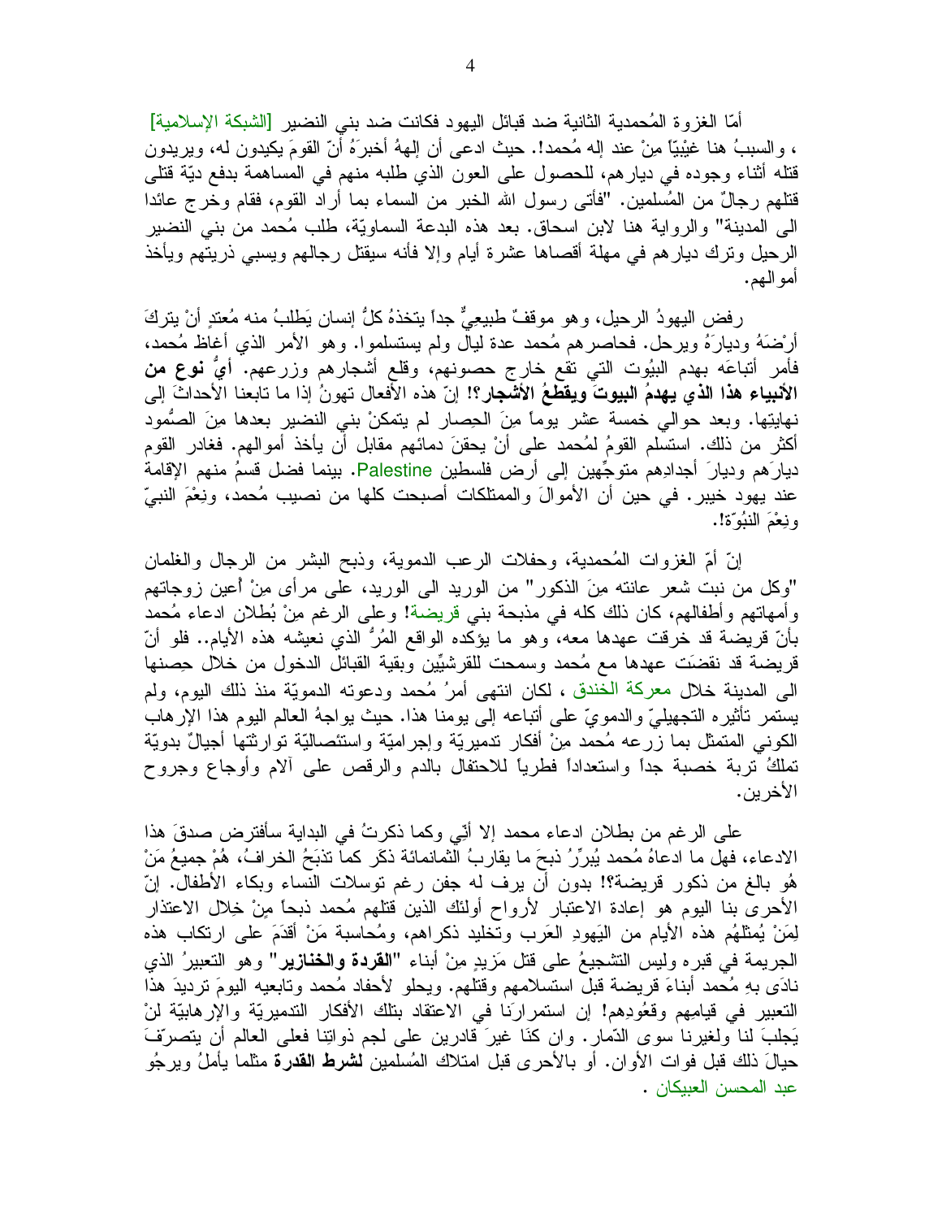أمّا الغزوة المُحمدية الثانية ضد قبائل اليهود فكانت ضد بني النضير [الشبكة الإسلامية] ، والسببُ هنا غيْبيّاً مِنْ عند إله مُحمد!. حيث ادعى أن إلههُ أخبرَهُ أنّ القومَ يكيدون له، ويريدون قتله أثناء وجوده في ديارهم، للحصول على العون الذي طلبه منهم في المساهمة بدفع ديّة قتلى قتلهم رجالٌ من المُسلمين. "فأتى رسول الله الخبر من السماء بما أراد القوم، فقام وخرج عائدا الى المدينة" والرواية هنا لابن اسحاق. بعد هذه البدعة السماويّة، طلب مُحمد من بني النضير الرحيل وترك ديارهم في مهلة أقصاها عشرة أيام وإلا فأنه سيقتل رجالهم ويسبي ذريتهم ويأخذ أموالهم.

رفض اليهودُ الرحيل، وهو موقفٌ طبيعيٌّ جداً يتخذهُ كلُّ إنسان يَطلبُ منه مُعتدٍ أنْ يتركَ أرْضَهُ وديارَهُ ويرحل. فحاصرهم مُحمد عدة ليال ولم يستسلموا. وهو الأمر الذي أغاظ مُحمد، فأمر أتباعَه بهدم البيُوت التي تقع خارج حصونهم، وقلع أشجارهم وزرعهم. **أيُّ نوع من الأنبياء هذا الذي يهدمُ البيوتَ ويقطعُ الأشجار؟!** إنّ هذه الأفعال تهونُ إذا ما تابعنا الأحداثَ إلى نهايتها. وبعد حوالي خمسة عشر يوماً مِنَ الحِصار لم يتمكنْ بني النضير بعدها مِنَ الصُمود أكثر من ذلك. استسلم القومُ لمُحمد على أنْ يحقنَ دمائهم مقابل أن يأخذ أموالهم. فغادر القوم ديارَهم وديارَ أجدادِهم متوجِّهين إلى أرض فلسطين Palestine. بينما فضل قسمُ منهم الإقامة عند يهود خيبر. في حين أن الأموالَ والممتلكات أصبحت كلها من نصيب مُحمد، ونِعْمَ النبيّ ونِعْمَ النبُوّة!.

إنّ أمّ الغزوات المُحمدية، وحفلات الرعب الدموية، وذبح البشر من الرجال والغلمان "وكل من نبت شعر عانته مِنَ الذكور" من الوريد الى الوريد، على مرأى مِنْ أعين زوجاتهم وأمهاتهم وأطفالهم، كان ذلك كله في مذبحة بني قريضة! وعلى الرغم مِنْ بُطلان ادعاء مُحمد بأنّ قريضة قد خرقت عهدها معه، وهو ما يؤكده الواقع المُرُّ الذي نعيشه هذه الأيام.. فلو أنّ قريضة قد نقضَت عهدها مع مُحمد وسمحت للقرشيِّين وبقية القبائل الدخول من خلال حِصنها الى المدينة خلال معركة الخندق ، لكان انتهى أمرُ مُحمد ودعوته الدمويّة منذ ذلك اليوم، ولم يستمر تأثيره التجهيليّ والدمويّ على أتباعه إلى يومنا هذا. حيث يواجهُ العالم اليوم هذا الإرهاب الكوني المتمثل بما زرعه مُحمد مِنْ أفكار تدميريّة وإجراميّة واستئصاليّة توارثتها أجيالٌ بدويّة تملكُ تربة خصبة جداً واستعداداً فطرياً للاحتفال بالدم والرقص على آلام وأوجاع وجروح الأخرين.

على الرغم من بطلان ادعاء محمد إلا أنّي وكما ذكرتُ في البداية سأفترض صدقَ هذا الادعاء، فهل ما ادعاهُ مُحمد يُبرِّرُ ذبحَ ما يقاربُ الثمانمائة ذكَر كما تذبَحُ الخرافُ، هُمْ جميعُ مَنْ هُو بالغ من ذكور قريضة؟! بدون أن يرف له جفن رغم توسلات النساء وبكاء الأطفال. إنّ الأحرى بنا اليوم هو إعادة الاعتبار لأرواح أولئك الذين قتلهم مُحمد ذبحاً مِنْ خِلال الاعتذار لِمَنْ يُمثلُهم هذه الأيام من اليَهودِ العَرب وتخليد ذكراهم، ومُحاسبة مَنْ أقدَمَ على ارتكاب هذه الجريمة في قبره وليس التشجيعُ على قتل مَزيدٍ مِنْ أبناء "**القردة والخنازير**" وهو التعبيرُ الذي نادى بهِ مُحمد أبناءَ قريضة قبل استسلامهم وقتلهم. ويحلو لأحفاد مُحمد وتابعيه اليومَ ترديدَ هذا التعبير في قيامِهم وقعُودِهم! إن استمرارَنا في الاعتقاد بتلك الأفكار التدميريّة والإرهابيّة لنْ يَجلبَ لنا ولغيرنا سوى الدّمار. وان كنَا غيرَ قادرين على لجم ذواتِنا فعلى العالم أن يتصرّفَ حيالَ ذلك قبل فوات الأوان. أو بالأحرى قبل امتلاك المُسلمين **لشرط القدرة** مثلما يأملُ ويرجُو عبد المحسن العبيكان .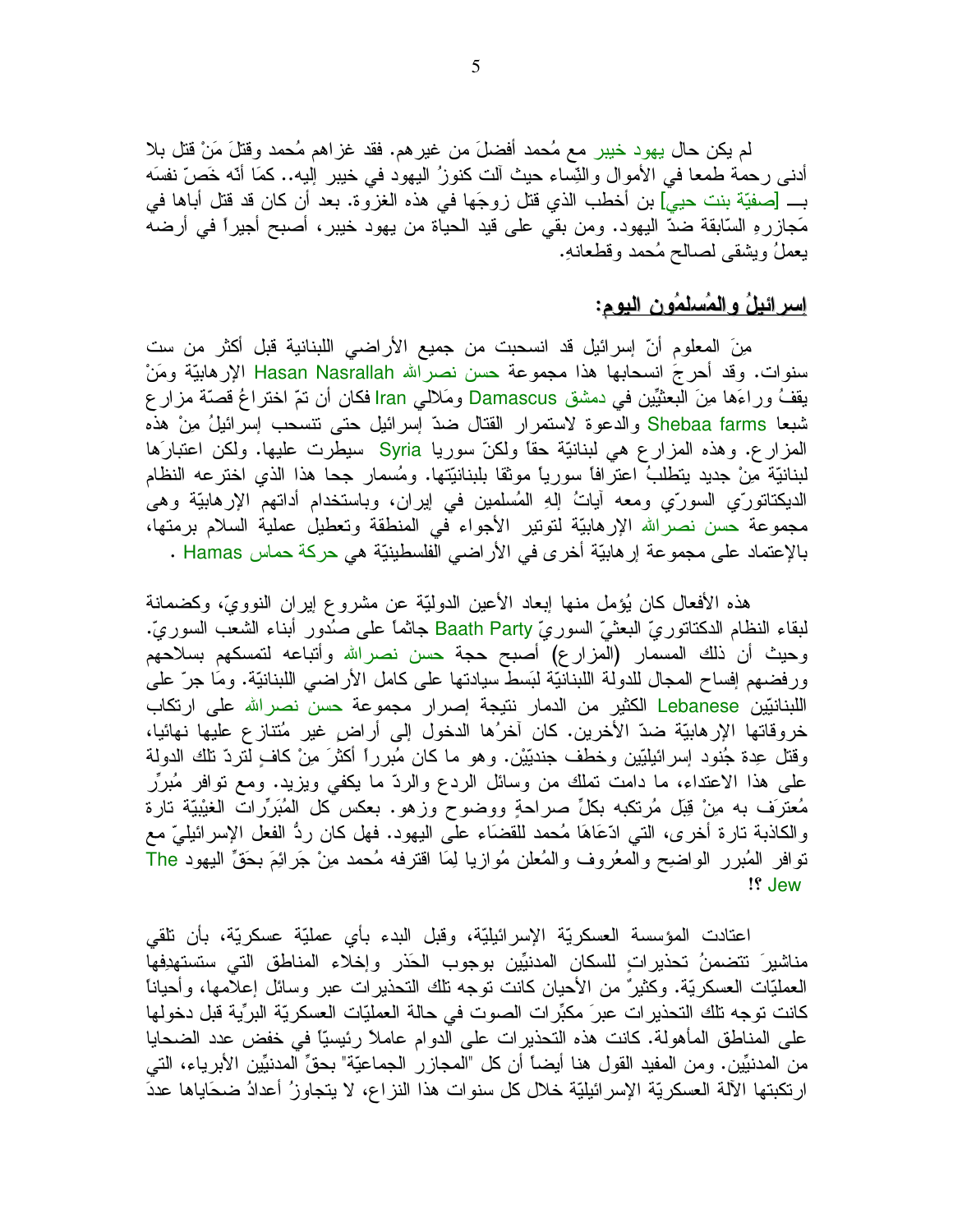لم يكن حال يهود خيبر مع مُحمد أفضلَ من غيرهم. فقد غزاهم مُحمد وقتلَ مَنْ قتل بلا أدنى رحمة طمعا في الأموال والنِّساء حيث آلت كنوزُ اليهود في خيبر إليه.. كمَا أنّه خَصَّ نفسَه بـــ [صفيّة بنت حيي] بن أخطب الذي قتل زوجَها في هذه الغزوة. بعد أن كان قد قتل أباها في مَجازرهِ السّابقة ضدّ اليهود. ومن بقي على قيد الحياة من يهود خيبر، أصبح أجيراً في أرضه يعملُ ويشقى لصالح مُحمد وقطعانهِ.

## إسرائيلُ والمُسلمُون اليوم:

منَ المعلوم أنّ إسرائيل قد انسحبت من جميع الأراضي اللبنانية قبل أكثر من ست سنوات. وقد أحرجَ انسحابها هذا مجموعة حسن نصرالله Hasan Nasrallah الإرهابيّة ومَنْ يقفُ وراءَها منَ البعثيِّين في دمشق Damascus ومَلالي Iran فكان أن تمّ اختراعُ قصّة مزارع شبعا Shebaa farms والدعوة لاستمرار القتال ضدّ إسرائيل حتى تنسحب إسرائيلُ منْ هذه المزارع. وهذه المزارع هي لبنانيّة حقاً ولكنّ سوريا Syria سيطرت عليها. ولكن اعتبارَها لبنانيّة منْ جديد يتطلبُ اعترافاً سورياً موثقا بلبنانيّتها. ومُسمار جحا هذا الذي اخترعه النظام الديكتاتوريّ السوريّ ومعه آياتُ إلهِ المُسلمين في إيران، وباستخدام أداتهم الإرهابيّة وهي مجموعة حسن نصرالله الإرهابيّة لتوتير الأجواء في المنطقة وتعطيل عملية السلام برمتها، بالإعتماد على مجموعة إرهابيّة أخرى في الأراضي الفلسطينيّة هي حركة حماس Hamas .

هذه الأفعال كان يُؤمل منها إبعاد الأعين الدوليّة عن مشروع إيران النوويّ، وكضمانة لبقاء النظام الدكتاتوريّ البعثيّ السوريّ Baath Party جاثماً على صُدور أبناء الشعب السوريّ. وحيث أن ذلك المسمار (المزارع) أصبح حجة حسن نصرالله وأتباعه لتمسكهم بسلاحهم ورفضهم إفساح المجال للدولة اللبنانيّة لبَسط سيادتها على كامل الأراضي اللبنانيّة. ومَا جرّ على اللبنانيّين Lebanese الكثير من الدمار نتيجة إصرار مجموعة حسن نصرالله على ارتكاب خروقاتها الإرهابيّة ضدّ الآخرين. كان آخرُها الدخول إلى أراضٍ غير مُتنازع عليها نهائيا، وقتل عِدة جُنود إسرائيليّين وخطف جنديّيْن. وهو ما كان مُبرراً أكثرَ مِنْ كافٍ لتردّ تلك الدولة على هذا الاعتداء، ما دامت تملك من وسائل الردع والردّ ما يكفي ويزيد. ومع توافر مُبرِّر مُعترَف به مِنْ قِبَل مُرتكبه بكلِّ صراحةٍ ووضوح وزهو. بعكس كل المُبَرِّرات الغيْبيّة تارة والكاذبة تارة أخرى، التي ادّعَاهَا مُحمد للقضَاء على اليهود. فهل كان ردُّ الفعل الإسرائيليّ مع توافر المُبرر الواضِح والمعُروف والمُعلن مُوازيا لِمَا اقترفه مُحمد مِنْ جَرائمَ بحَقِّ اليهود The Jew !؟

اعتادت المؤسسة العسكريّة الإسرائيليّة، وقبل البدء بأي عمليّة عسكريّة، بأن تلقي مناشيرَ تتضمنُ تحذيراتٍ للسكان المدنيِّين بوجوب الحَذر وإخلاء المناطق التي ستستهدِفها العمليّات العسكريّة. وكثيرٌ من الأحيان كانت توجه تلك التحذيرات عبر وسائل إعلامها، وأحياناً كانت توجه تلك التحذيرات عبرَ مكبِّرات الصوت في حالة العمليّات العسكريّة البرِّية قبل دخولها على المناطق المأهولة. كانت هذه التحذيرات على الدوام عاملاً رئيسيّاً في خفض عدد الضحايا من المدنيِّين. ومن المفيد القول هنا أيضاً أن كل "المجازر الجماعيّة" بحقِّ المدنيِّين الأبرياء، التي ارتكبتها الآلة العسكريّة الإسرائيليّة خلال كل سنوات هذا النزاع، لا يتجاوزُ أعدادُ ضحَاياها عددَ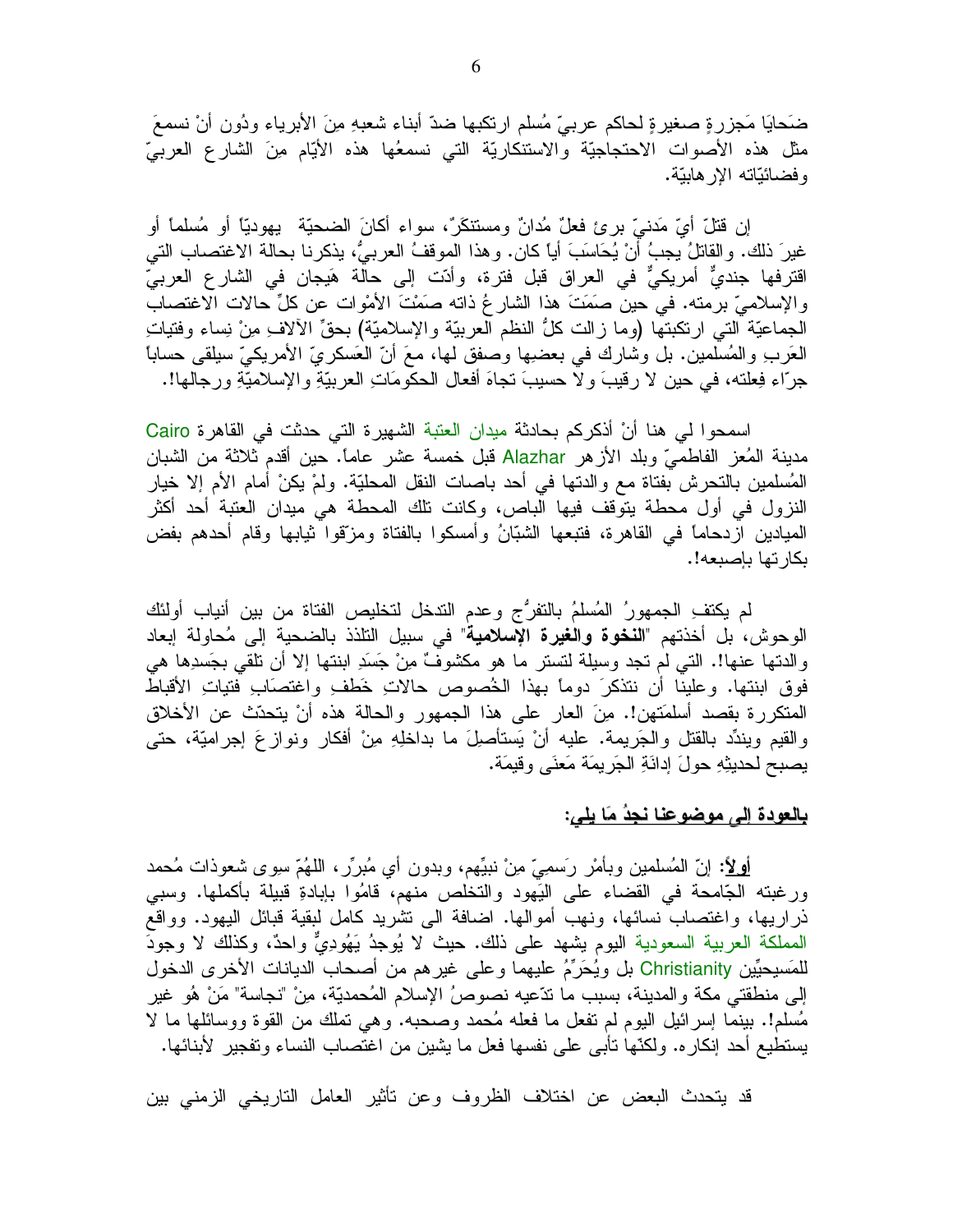ضَحايَا مَجزرةٍ صغيرةٍ لحاكم عربيّ مُسلم ارتكبها ضدّ أبناء شعبهِ مِنَ الأبرياء ودُون أنْ نسمعَ مثل هذه الأصوات الاحتجاجيّة والاستنكاريّة التي نسمعُها هذه الأيّام مِنَ الشارع العربيّ وفضائيّاته الإرهابيّة.

إن قتلَ أيّ مَدنيّ برئ فعلٌ مُدانٌ ومستنكَرٌ، سواء أكانَ الضحيّة يهوديّاً أو مُسلماً أو غيرَ ذلك. والقاتلُ يجبُ أنْ يُحَاسَبَ أياً كان. وهذا الموقفُ العربيُّ، يذكرنا بحالة الاغتصاب التي اقترفها جنديٌّ أمريكيٌّ في العراق قبل فترة، وأدّت إلى حالة هَيجان في الشارع العربيّ والإسلاميّ برمته. في حين صَمَتَ هذا الشارعُ ذاته صَمْتَ الأمْوات عن كلِّ حالات الاغتصاب الجماعيّة التي ارتكبتها (وما زالت كلُّ النظم العربيّة والإسلاميّة) بحقِّ الآلافِ مِنْ نِساء وفتياتِ العَربِ والمُسلمين. بل وشارك في بعضِها وصفق لها، معَ أنّ العَسكريّ الأمريكيّ سيلقى حساباً جرّاء فِعلته، في حين لا رقيبَ ولا حسيبَ تجاهَ أفعال الحكومَاتِ العربيّةِ والإسلاميّةِ ورجالها!.

اسمحوا لي هنا أنْ أذكركم بحادثة ميدان العتبة الشهيرة التي حدثت في القاهرة Cairo مدينة المُعز الفاطميّ وبلد الأزهر Alazhar قبل خمسة عشر عاماً. حين أقدم ثلاثة من الشبان المُسلمين بالتحرش بفتاة مع والدتها في أحد باصات النقل المحليّة. ولمْ يكنْ أمام الأم إلا خيار النزول في أول محطة يتوقف فيها الباص، وكانت تلك المحطة هي ميدان العتبة أحد أكثر الميادين ازدحاماً في القاهرة، فتبعها الشبّانُ وأمسكوا بالفتاة ومزّقوا ثيابها وقام أحدهم بفض بكارتها بإصبعه!.

لم يكتفِ الجمهورُ المُسلمُ بالتفرُّج وعدم التدخل لتخليص الفتاة من بين أنياب أولئك الوحوش، بل أخذتهم "**النخوة والغيرة الإسلامية**" في سبيل التلذذ بالضحية إلى مُحاولة إبعاد والدتها عنها!. التي لم تجد وسيلة لتستر ما هو مكشوفٌ مِنْ جَسَدِ ابنتها إلا أن تلقي بجَسدِها هي فوق ابنتها. وعلينا أن نتذكرَ دوماً بهذا الخُصوص حالاتِ خَطفِ واغتصَابِ فتياتِ الأقباط المتكررة بقصد أسلمَتهن!. مِنَ العار على هذا الجمهور والحالة هذه أنْ يتحدّث عن الأخلاق والقيم ويندّد بالقتل والجَريمة. عليه أنْ يَستأصِلَ ما بداخلِهِ مِنْ أفكار ونوازعَ إجراميّة، حتى يصبح لحديثِهِ حولَ إدانَةِ الجَريمَة مَعنَى وقيمَة.

<u>**بالعودة إلى موضوعنا نجدُ مَا يلي:**</u>

<u>**أولاً:**</u> إنّ المُسلمين وبأمْر رَسميّ مِنْ نبيِّهم، وبدون أي مُبرِّر، اللهُمّ سوى شعوذات مُحمد ورغبته الجَامحة في القضاء على اليهود والتخلص منهم، قامُوا بإبادةِ قبيلة بأكملها. وسبي ذراريها، واغتصاب نسائها، ونهب أموالها. اضافة الى تشريد كامل لبقية قبائل اليهود. وواقع المملكة العربية السعودية اليوم يشهد على ذلك. حيث لا يُوجدُ يَهُودِيٌّ واحدٌ، وكذلك لا وجودَ للمَسيحيّين Christianity بل ويُحَرّمُ عليهما وعلى غيرهم من أصحاب الديانات الأخرى الدخول إلى منطقتي مكة والمدينة، بسبب ما تدّعيه نصوصُ الإسلام المُحمديّة، مِنْ "نجاسة" مَنْ هُو غير مُسلم!. بينما إسرائيل اليوم لم تفعل ما فعله مُحمد وصحبه. وهي تملك من القوة ووسائلها ما لا يستطيع أحد إنكاره. ولكنّها تأبى على نفسها فعل ما يشين من اغتصاب النساء وتفجير لأبنائها.

قد يتحدث البعض عن اختلاف الظروف وعن تأثير العامل التاريخي الزمني بين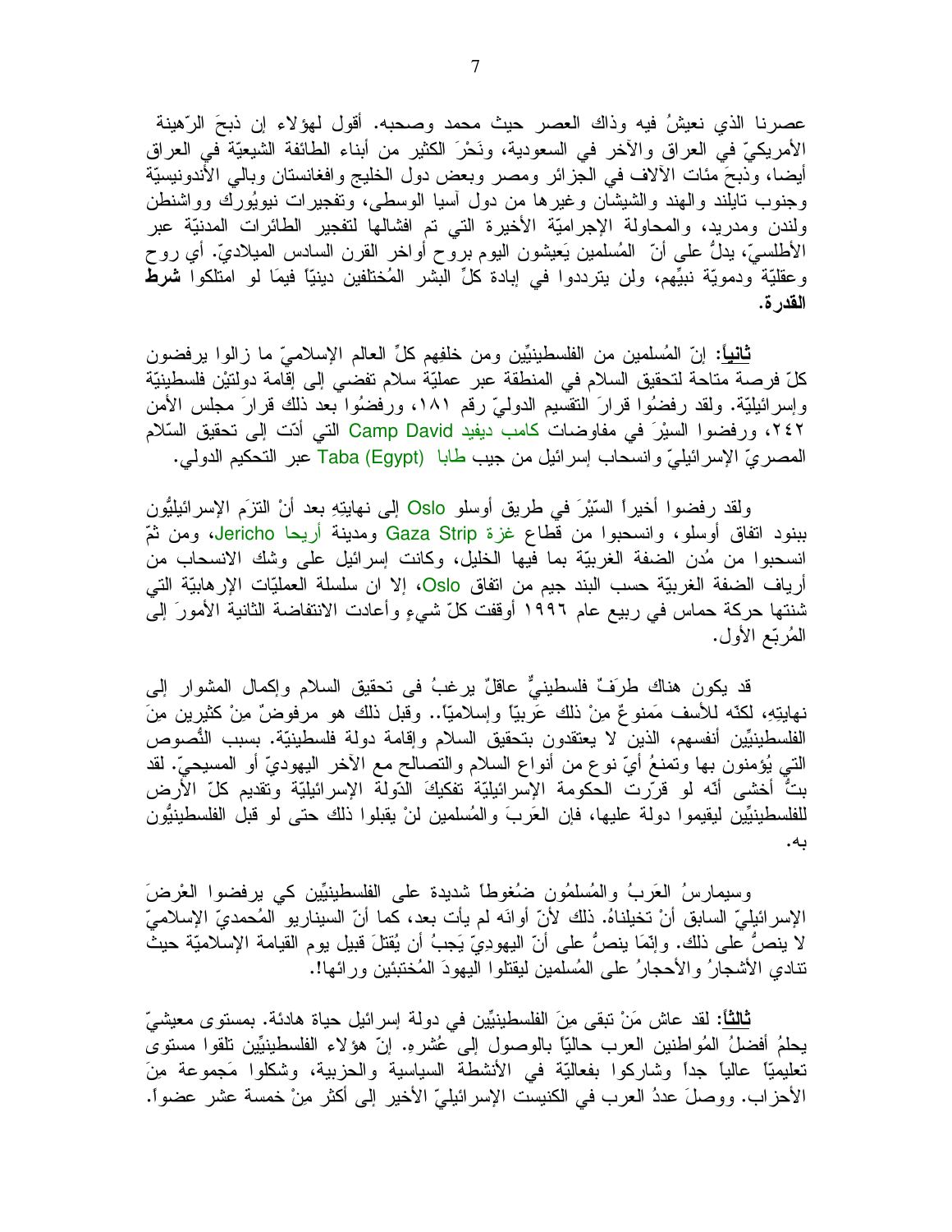عصرنا الذي نعيشُ فيه وذاك العصر حيث محمد وصحبه. أقول لهؤلاء إن ذبحَ الرّهينة الأمريكيّ في العراق والآخر في السعودية، ونَحْرَ الكثير من أبناء الطائفة الشيعيّة في العراق أيضا، وذبحَ مئات الآلاف في الجزائر ومصر وبعض دول الخليج وافغانستان وبالي الأندونيسيّة وجنوب تايلند والهند والشيشان وغيرها من دول آسيا الوسطى، وتفجيرات نيويُورك وواشنطن ولندن ومدريد، والمحاولة الإجراميّة الأخيرة التي تم افشالها لتفجير الطائرات المدنيّة عبر الأطلسيّ، يدلُّ على أنّ المُسلمين يَعيشون اليوم بروح أواخر القرن السادس الميلاديّ. أي روح وعقليّة ودمويّة نبيِّهم، ولن يترددوا في إبادة كلِّ البشر المُختلفين دينيّاً فيمَا لو امتلكوا **شرط القدرة.**

**ثانياً:** إنّ المُسلمين من الفلسطينيّين ومن خلفِهم كلِّ العالم الإسلاميّ ما زالوا يرفضون كلّ فرصة متاحة لتحقيق السلام في المنطقة عبر عمليّة سلام تفضي إلى إقامة دولتيْن فلسطينيّة وإسرائيليّة. ولقد رفضُوا قرارَ التقسيم الدوليّ رقم ١٨١، ورفضُوا بعد ذلك قرارَ مجلس الأمن ٢٤٢، ورفضوا السيْرَ في مفاوضات كامب ديفيد Camp David التي أدّت إلى تحقيق السّلام المصريّ الإسرائيليّ وانسحاب إسرائيل من جيب طابا (Taba (Egypt عبر التحكيم الدولي.

ولقد رفضوا أخيراً السّيْرَ في طريق أوسلو Oslo إلى نهايتِهِ بعد أنْ التزَم الإسرائيليُّون ببنود اتفاق أوسلو، وانسحبوا من قطاع غزة Gaza Strip ومدينة أريحا Jericho، ومن ثمّ انسحبوا من مُدن الضفة الغربيّة بما فيها الخليل، وكانت إسرائيل على وشك الانسحاب من أرياف الضفة الغربيّة حسب البند جيم من اتفاق Oslo، إلا ان سلسلة العمليّات الإرهابيّة التي شنتها حركة حماس في ربيع عام ١٩٩٦ أوقفت كلّ شيءٍ وأعادت الانتفاضة الثانية الأمورَ إلى المُربّع الأول.

قد يكون هناك طرَفٌ فلسطينيٌّ عاقلٌ يرغبُ في تحقيق السلام وإكمال المشوار إلى نهايتِهِ، لكنّه للأسف مَمنوعٌ مِنْ ذلك عَربيّاً وإسلاميّاً.. وقبل ذلك هو مرفوضٌ مِنْ كثيرين مِنَ الفلسطينيّين أنفسهم، الذين لا يعتقدون بتحقيق السلام وإقامة دولة فلسطينيّة. بسبب النُّصوص التي يُؤمنون بها وتمنعُ أيّ نوع من أنواع السلام والتصالح مع الآخر اليهوديّ أو المسيحيّ. لقد بتُّ أخشى أنّه لو قرّرت الحكومة الإسرائيليّة تفكيكَ الدّولة الإسرائيليّة وتقديم كلّ الأرض للفلسطينيّين ليقيموا دولة عليها، فإن العَربَ والمُسلمين لنْ يقبلوا ذلك حتى لو قبل الفلسطينيُّون به.

وسيمارسُ العَربُ والمُسلمُون ضُغُوطاً شديدة على الفلسطينيّين كي يرفضوا العُرضَ الإسرائيليّ السابق أنْ تخيلناهُ. ذلك لأنّ أوانَه لم يأت بعد، كما أنّ السيناريو المُحمديّ الإسلاميّ لا ينصُّ على ذلك. وإنّمَا ينصُّ على أنّ اليهوديّ يَجبُ أن يُقتلَ قبيل يوم القيامة الإسلاميّة حيثُ تنادي الأشجارُ والأحجارُ على المُسلمين ليقتلوا اليهودَ المُختبئين ورائها!.

**ثالثاً:** لقد عاش مَنْ تبقى مِنَ الفلسطينيّين في دولة إسرائيل حياة هادئة. بمستوى معيشيّ يحلمُ أفضلُ المُواطنين العرب حاليّاً بالوصول إلى عُشرهِ. إنّ هؤلاء الفلسطينيِّين تلقوا مستوى تعليميّاً عالياً جداً وشاركوا بفعاليّة في الأنشطة السياسية والحزبية، وشكلوا مَجموعة مِنَ الأحزاب. ووصلَ عددُ العرب في الكنيست الإسرائيليّ الأخير إلى أكثر مِنْ خمسة عشر عضواً.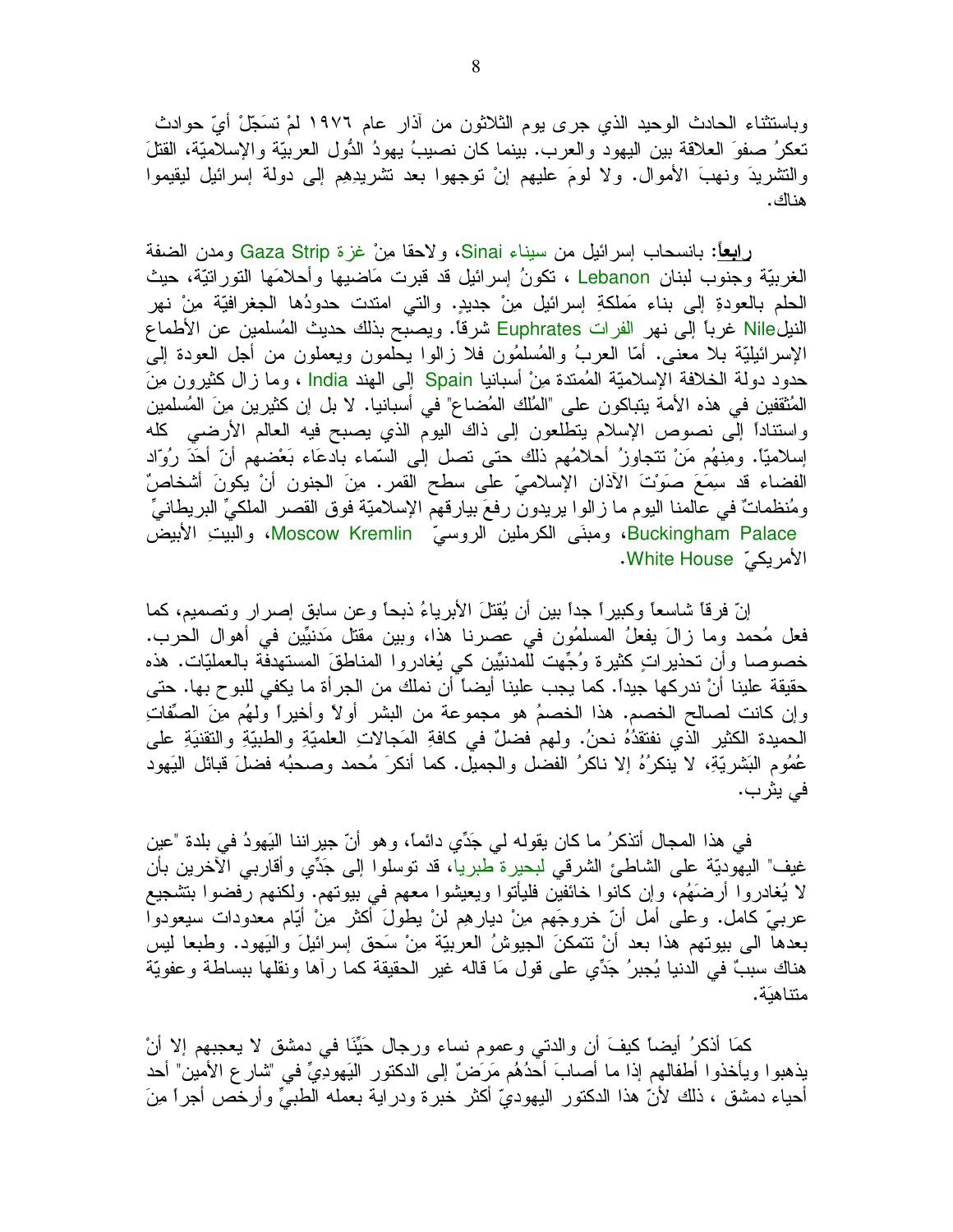وباستثناء الحادث الوحيد الذي جرى يوم الثلاثون من آذار عام ١٩٧٦ لمْ تسَجّلْ أيّ حوادث تعكرُ صفوَ العلاقة بين اليهود والعرب. بينما كان نصيبُ يهودُ الدُّول العربيّة والإسلاميّة، القتلَ والتشريدَ ونهبَ الأموال. ولا لومَ عليهم إنْ توجهوا بعد تشريدِهِم إلى دولة إسرائيل ليقيموا هناك.

**رابعاً**: بانسحاب إسرائيل من سيناء Sinai، ولاحقا مِنْ غزة Gaza Strip ومدن الضفة الغربيّة وجنوب لبنان Lebanon ، تكونُ إسرائيل قد قبرت مَاضيها وأحلامَها التوراتيّة، حيث الحلم بالعودةِ إلى بناء مَملكةِ إسرائيل مِنْ جديدٍ. والتي امتدت حدودُها الجغرافيّة مِنْ نهر النيلNile غرباً إلى نهر الفرات Euphrates شرقاً. ويصبح بذلك حديث المُسلمين عن الأطماع الإسرائيليّة بلا معنى. أمّا العربُ والمُسلمُون فلا زالوا يحلمون ويعملون من أجل العودة إلى حدود دولة الخلافة الإسلاميّة المُمتدة مِنْ أسبانيا Spain إلى الهند India ، وما زال كثيرون مِنَ المُثقفين في هذه الأمة يتباكون على "المُلك المُضاع" في أسبانيا. لا بل إن كثيرين مِنَ المُسلمين واستناداً إلى نصوص الإسلام يتطلعون إلى ذاك اليوم الذي يصبح فيه العالم الأرضي كله إسلاميّاً. ومِنهُم مَنْ تتجاوزُ أحلامُهم ذلك حتى تصل إلى السّماء بادعاء بَعْضهم أنّ أحَدَ رُوّاد الفضاء قد سمِعَ صَوْتَ الآذان الإسلاميّ على سطح القمر. مِنَ الجنون أنْ يكونَ أشخاصٌ ومُنظماتٌ في عالمنا اليوم ما زالوا يريدون رفعَ بيارقهم الإسلاميّة فوق القصر الملكيِّ البريطانيِّ Buckingham Palace، ومبنَى الكرملين الروسيّ Moscow Kremlin، والبيتِ الأبيض الأمريكيّ White House.

إنّ فرقاً شاسعاً وكبيراً جداً بين أن يُقتلَ الأبرياءُ ذبحاً وعن سابق إصرار وتصميم، كما فعل مُحمد وما زالَ يفعلُ المسلمُون في عصرنا هذا، وبين مقتل مَدنيِّين في أهوال الحرب. خصوصا وأن تحذيراتٍ كثيرة وُجِّهت للمدنيِّين كي يُغادروا المناطقَ المستهدفة بالعمليّات. هذه حقيقة علينا أنْ ندركها جيداً. كما يجب علينا أيضاً أن نملك من الجرأة ما يكفي للبوح بها. حتى وإن كانت لصالح الخصم. هذا الخصمُ هو مجموعة من البشر أولاً وأخيراً ولهُم مِنَ الصِّفاتِ الحميدة الكثير الذي نفتقدُهُ نحنُ. ولهم فضلٌ في كافةِ المَجالاتِ العلميّةِ والطبيّةِ والتقنيةِ على عُمُوم البَشريّةِ، لا ينكرُهُ إلا ناكرُ الفضل والجميل. كما أنكرَ مُحمد وصحبُه فضلَ قبائل اليَهود في يثرب.

في هذا المجال أتذكرُ ما كان يقوله لي جَدِّي دائماً، وهو أنّ جيراننا اليَهودُ في بلدة "عين غيف" اليهوديّة على الشاطئ الشرقي لبحيرة طبريا، قد توسلوا إلى جَدِّي وأقاربي الآخرين بأن لا يُغادروا أرضَهُم، وإن كانوا خائفين فليأتوا ويعيشوا معهم في بيوتهم. ولكنهم رفضوا بتشجيع عربيّ كامل. وعلى أمل أنّ خروجَهم مِنْ ديارهِم لنْ يطولَ أكثر مِنْ أيّام معدودات سيعودوا بعدها الى بيوتهم هذا بعد أنْ تتمكنَ الجيوشُ العربيّة مِنْ سَحق إسرائيلَ واليَهود. وطبعا ليس هناك سببٌ في الدنيا يُجبرُ جَدِّي على قول مَا قاله غير الحقيقة كما رآها ونقلها ببساطة وعفويّة متناهيَة.

كمَا أذكرُ أيضاً كيفَ أن والدتي وعموم نساء ورجال حَيِّنَا في دمشق لا يعجبهم إلا أنْ يذهبوا ويأخذوا أطفالهم إذا ما أصابَ أحدُهُم مَرَضٌ إلى الدكتور اليَهودِيِّ في "شارع الأمين" أحد أحياء دمشق ، ذلك لأنّ هذا الدكتور اليهوديّ أكثر خبرة ودراية بعمله الطبيِّ وأرخص أجراً مِنَ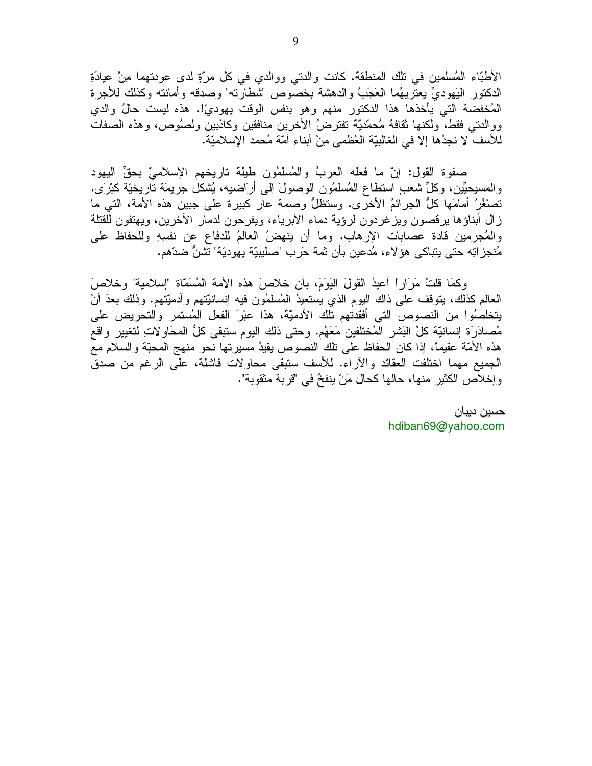الأطبّاء المُسلمين في تلك المنطقة. كانت والدتي ووالدي في كل مرّةٍ لدى عودتهما مِنْ عيادَةِ الدكتور اليَهوديّ يعتريهُما العَجَبُ والدهشة بخصوص "شطارته" وصدقه وأمانته وكذلك للأجرة المُخفضة التي يأخذها هذا الدكتور منهم وهو بنفس الوقت يهوديّ!. هذه ليست حالُ والدي ووالدتي فقط، ولكنها ثقافة مُحمّديّة تفترضُ الأخرين منافقين وكاذبين ولصُوص، وهذه الصفات للأسف لا نجدُها إلا في الغالبيّة العُظمى مِنْ أبناء أمّة مُحمد الإسلاميّة.

صفوة القول: إنّ ما فعله العربُ والمُسلمُون طيلة تاريخهم الإسلاميّ بحقّ اليهود والمسيحيِّين، وكلِّ شعبٍ استطاع المُسلمُون الوصولَ إلى أرَاضيه، يُشكل جريمَة تاريخيّة كبْرَى. تصْغُرُ أمامَها كلُّ الجرائمُ الأخرى. وستظلُّ وصمة عار كبيرة على جبين هذه الأمة، التي ما زال أبناؤها يرقصون ويزغردون لرؤية دماء الأبرياء، ويفرحون لدمار الآخرين، ويهتفون للقتلة والمُجرمين قادة عصابات الإرهاب. وما أن ينهضُ العالمُ للدفاع عن نفسِهِ وللحفاظ على مُنجزاتِه حتى يتباكى هؤلاء، مُدعين بأن ثمة حَرب "صليبيّة يهوديّة" تشنُّ ضدّهم.

وكمَا قلتُ مَرَاراً أعيدُ القولَ اليَوَمَ، بأن خلاصَ هذه الأمة المُسَمّاة "إسلامية" وخلاصَ العالم كذلك، يتوقف على ذاك اليوم الذي يستعيدُ المُسلمُون فيه إنسانيّتهم وآدميّتهم. وذلك بعدَ أنْ يتخلصُوا مِن النصوص التي أفقدتهم تلك الآدميّة، هذا عبْرَ الفعل المُستمر والتحريض على مُصادرَة إنسانيّة كلِّ البَشر المُختلفين مَعَهُم. وحتى ذلك اليوم ستبقى كلُّ المحَاولاتِ لتغيير واقع هذه الأمّة عقيماً، إذا كان الحفاظ على تلك النصوص يقيدُ مسيرتها نحو منهج المحبّة والسلام مع الجميع مهما اختلفت العقائد والآراء. للأسف ستبقى محاولات فاشلة، على الرغم من صدق وإخلاص الكثير منها، حالها كحال مَنْ ينفخُ في "قربة مثقوبة".

حسين ديبان
hdiban69@yahoo.com